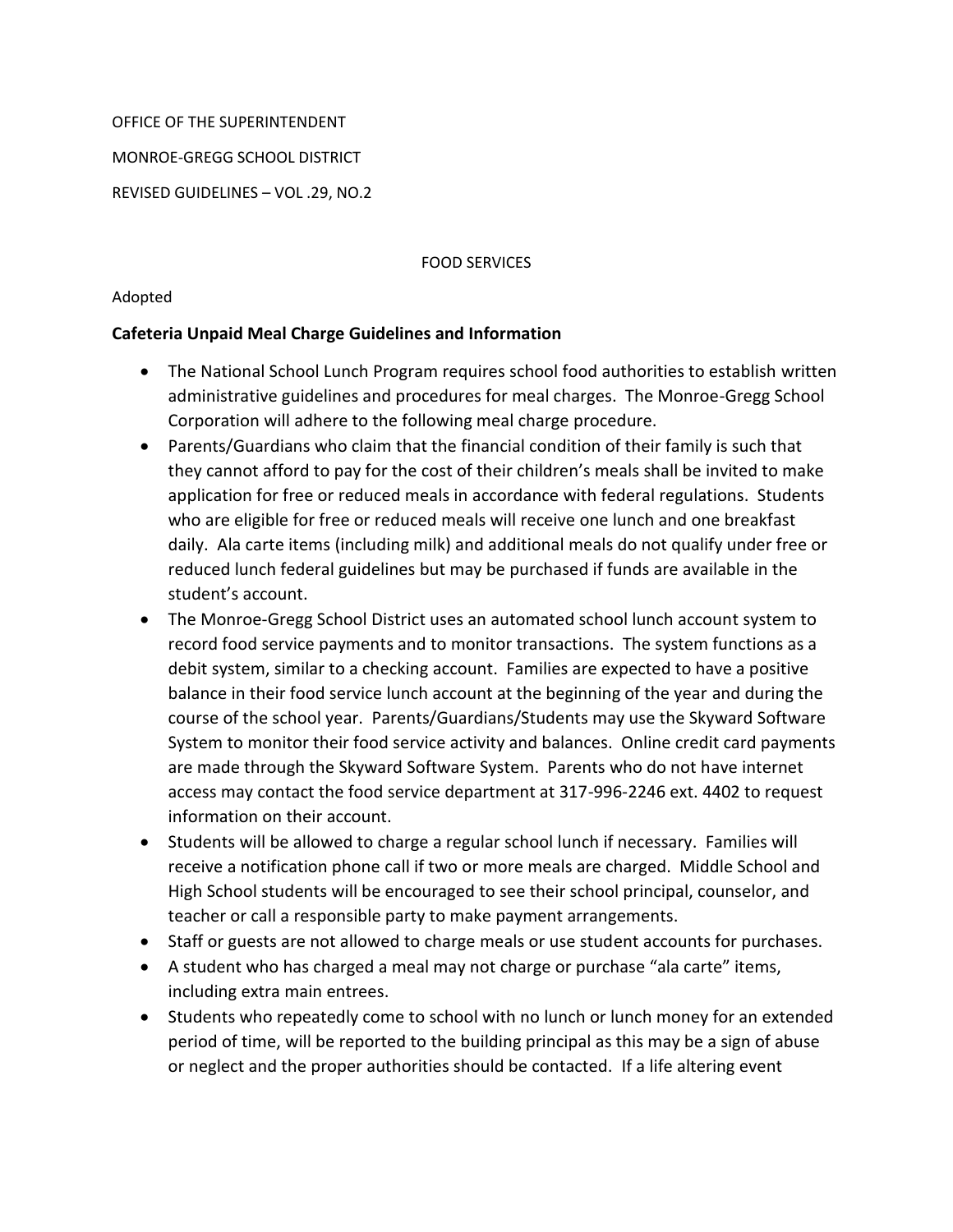OFFICE OF THE SUPERINTENDENT

MONROE-GREGG SCHOOL DISTRICT

REVISED GUIDELINES – VOL .29, NO.2

FOOD SERVICES

Adopted

**Cafeteria Unpaid Meal Charge Guidelines and Information**

- The National School Lunch Program requires school food authorities to establish written administrative guidelines and procedures for meal charges. The Monroe-Gregg School Corporation will adhere to the following meal charge procedure.
- Parents/Guardians who claim that the financial condition of their family is such that they cannot afford to pay for the cost of their children's meals shall be invited to make application for free or reduced meals in accordance with federal regulations. Students who are eligible for free or reduced meals will receive one lunch and one breakfast daily. Ala carte items (including milk) and additional meals do not qualify under free or reduced lunch federal guidelines but may be purchased if funds are available in the student's account.
- The Monroe-Gregg School District uses an automated school lunch account system to record food service payments and to monitor transactions. The system functions as a debit system, similar to a checking account. Families are expected to have a positive balance in their food service lunch account at the beginning of the year and during the course of the school year. Parents/Guardians/Students may use the Skyward Software System to monitor their food service activity and balances. Online credit card payments are made through the Skyward Software System. Parents who do not have internet access may contact the food service department at 317-996-2246 ext. 4402 to request information on their account.
- Students will be allowed to charge a regular school lunch if necessary. Families will receive a notification phone call if two or more meals are charged. Middle School and High School students will be encouraged to see their school principal, counselor, and teacher or call a responsible party to make payment arrangements.
- Staff or guests are not allowed to charge meals or use student accounts for purchases.
- A student who has charged a meal may not charge or purchase "ala carte" items, including extra main entrees.
- Students who repeatedly come to school with no lunch or lunch money for an extended period of time, will be reported to the building principal as this may be a sign of abuse or neglect and the proper authorities should be contacted. If a life altering event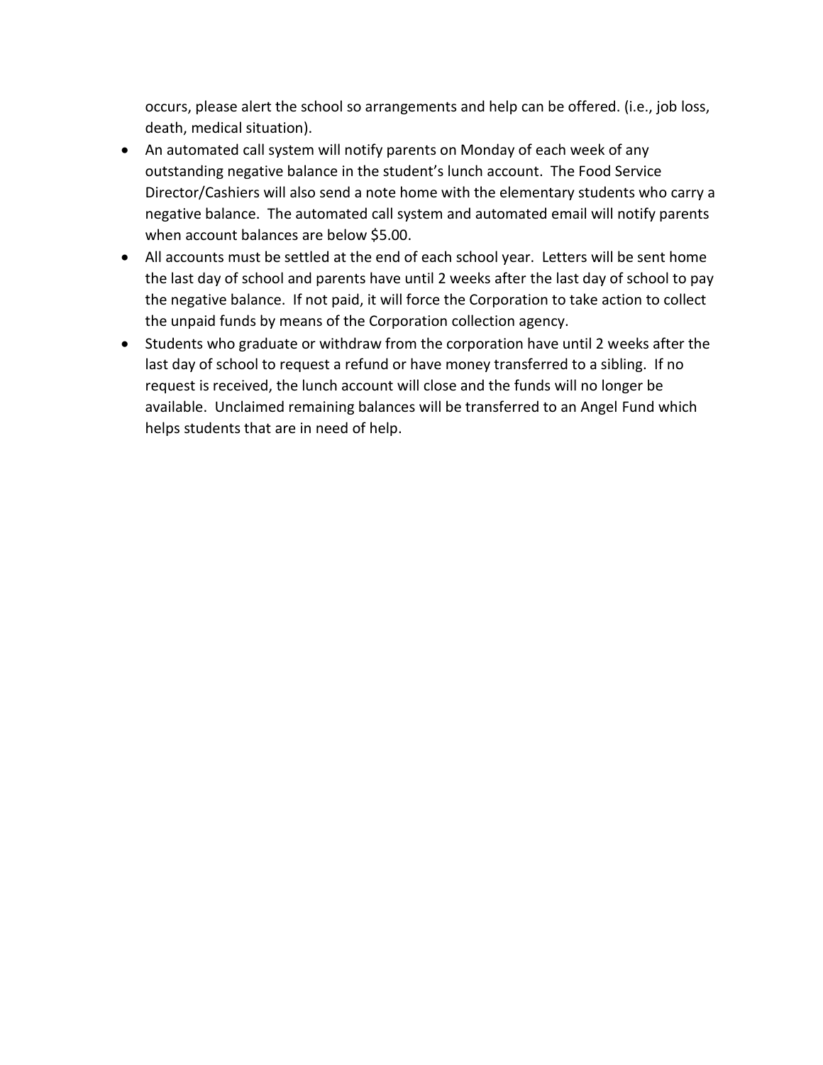occurs, please alert the school so arrangements and help can be offered. (i.e., job loss, death, medical situation).

- An automated call system will notify parents on Monday of each week of any outstanding negative balance in the student's lunch account. The Food Service Director/Cashiers will also send a note home with the elementary students who carry a negative balance. The automated call system and automated email will notify parents when account balances are below $5.00.
- All accounts must be settled at the end of each school year. Letters will be sent home the last day of school and parents have until 2 weeks after the last day of school to pay the negative balance. If not paid, it will force the Corporation to take action to collect the unpaid funds by means of the Corporation collection agency.
- Students who graduate or withdraw from the corporation have until 2 weeks after the last day of school to request a refund or have money transferred to a sibling. If no request is received, the lunch account will close and the funds will no longer be available. Unclaimed remaining balances will be transferred to an Angel Fund which helps students that are in need of help.